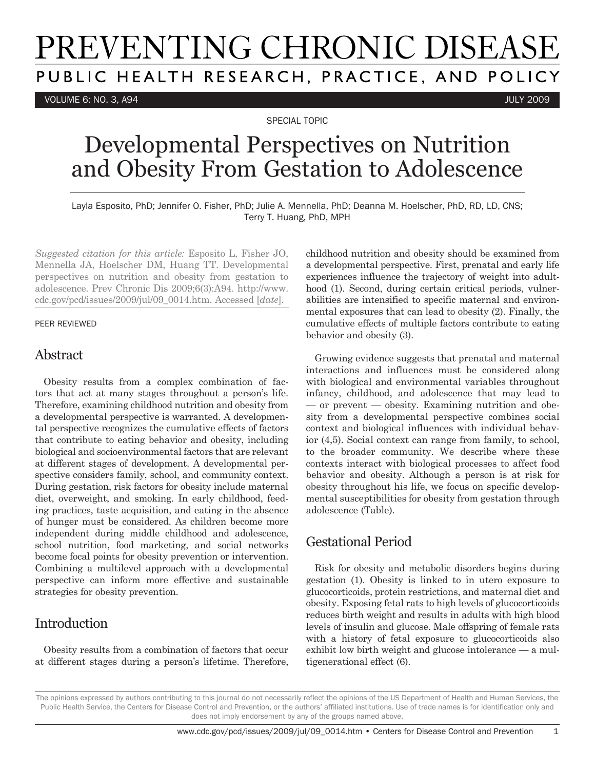# PREVENTING CHRONIC DISEASE

PUBLIC HEALTH RESEARCH, PRACTICE, AND POLICY

VOLUME 6: NO. 3, A94 — JULY 2009

SPECIAL TOPIC

# Developmental Perspectives on Nutrition and Obesity From Gestation to Adolescence

Layla Esposito, PhD; Jennifer O. Fisher, PhD; Julie A. Mennella, PhD; Deanna M. Hoelscher, PhD, RD, LD, CNS; Terry T. Huang, PhD, MPH

*Suggested citation for this article:* Esposito L, Fisher JO, Mennella JA, Hoelscher DM, Huang TT. Developmental perspectives on nutrition and obesity from gestation to adolescence. Prev Chronic Dis 2009;6(3):A94. http://www.cdc.gov/pcd/issues/2009/jul/09_0014.htm. Accessed [*date*].

PEER REVIEWED

## Abstract

Obesity results from a complex combination of factors that act at many stages throughout a person's life. Therefore, examining childhood nutrition and obesity from a developmental perspective is warranted. A developmental perspective recognizes the cumulative effects of factors that contribute to eating behavior and obesity, including biological and socioenvironmental factors that are relevant at different stages of development. A developmental perspective considers family, school, and community context. During gestation, risk factors for obesity include maternal diet, overweight, and smoking. In early childhood, feeding practices, taste acquisition, and eating in the absence of hunger must be considered. As children become more independent during middle childhood and adolescence, school nutrition, food marketing, and social networks become focal points for obesity prevention or intervention. Combining a multilevel approach with a developmental perspective can inform more effective and sustainable strategies for obesity prevention.

## Introduction

Obesity results from a combination of factors that occur at different stages during a person's lifetime. Therefore, childhood nutrition and obesity should be examined from a developmental perspective. First, prenatal and early life experiences influence the trajectory of weight into adulthood (1). Second, during certain critical periods, vulnerabilities are intensified to specific maternal and environmental exposures that can lead to obesity (2). Finally, the cumulative effects of multiple factors contribute to eating behavior and obesity (3).

Growing evidence suggests that prenatal and maternal interactions and influences must be considered along with biological and environmental variables throughout infancy, childhood, and adolescence that may lead to — or prevent — obesity. Examining nutrition and obesity from a developmental perspective combines social context and biological influences with individual behavior (4,5). Social context can range from family, to school, to the broader community. We describe where these contexts interact with biological processes to affect food behavior and obesity. Although a person is at risk for obesity throughout his life, we focus on specific developmental susceptibilities for obesity from gestation through adolescence (Table).

## Gestational Period

Risk for obesity and metabolic disorders begins during gestation (1). Obesity is linked to in utero exposure to glucocorticoids, protein restrictions, and maternal diet and obesity. Exposing fetal rats to high levels of glucocorticoids reduces birth weight and results in adults with high blood levels of insulin and glucose. Male offspring of female rats with a history of fetal exposure to glucocorticoids also exhibit low birth weight and glucose intolerance — a multigenerational effect (6).

The opinions expressed by authors contributing to this journal do not necessarily reflect the opinions of the US Department of Health and Human Services, the Public Health Service, the Centers for Disease Control and Prevention, or the authors' affiliated institutions. Use of trade names is for identification only and does not imply endorsement by any of the groups named above.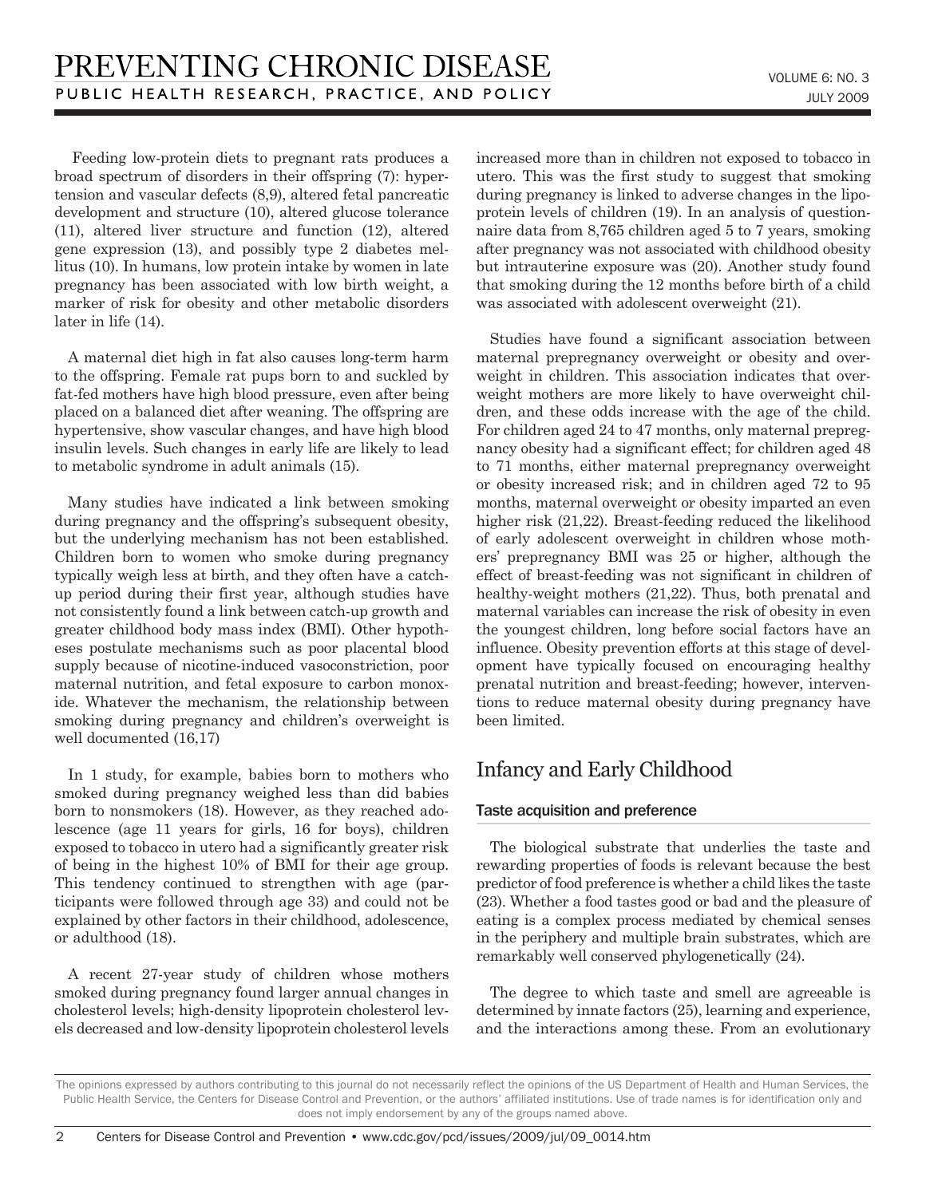Feeding low-protein diets to pregnant rats produces a broad spectrum of disorders in their offspring (7): hypertension and vascular defects (8,9), altered fetal pancreatic development and structure (10), altered glucose tolerance (11), altered liver structure and function (12), altered gene expression (13), and possibly type 2 diabetes mellitus (10). In humans, low protein intake by women in late pregnancy has been associated with low birth weight, a marker of risk for obesity and other metabolic disorders later in life (14).

A maternal diet high in fat also causes long-term harm to the offspring. Female rat pups born to and suckled by fat-fed mothers have high blood pressure, even after being placed on a balanced diet after weaning. The offspring are hypertensive, show vascular changes, and have high blood insulin levels. Such changes in early life are likely to lead to metabolic syndrome in adult animals (15).

Many studies have indicated a link between smoking during pregnancy and the offspring's subsequent obesity, but the underlying mechanism has not been established. Children born to women who smoke during pregnancy typically weigh less at birth, and they often have a catch-up period during their first year, although studies have not consistently found a link between catch-up growth and greater childhood body mass index (BMI). Other hypotheses postulate mechanisms such as poor placental blood supply because of nicotine-induced vasoconstriction, poor maternal nutrition, and fetal exposure to carbon monoxide. Whatever the mechanism, the relationship between smoking during pregnancy and children's overweight is well documented (16,17)

In 1 study, for example, babies born to mothers who smoked during pregnancy weighed less than did babies born to nonsmokers (18). However, as they reached adolescence (age 11 years for girls, 16 for boys), children exposed to tobacco in utero had a significantly greater risk of being in the highest 10% of BMI for their age group. This tendency continued to strengthen with age (participants were followed through age 33) and could not be explained by other factors in their childhood, adolescence, or adulthood (18).

A recent 27-year study of children whose mothers smoked during pregnancy found larger annual changes in cholesterol levels; high-density lipoprotein cholesterol levels decreased and low-density lipoprotein cholesterol levels increased more than in children not exposed to tobacco in utero. This was the first study to suggest that smoking during pregnancy is linked to adverse changes in the lipoprotein levels of children (19). In an analysis of questionnaire data from 8,765 children aged 5 to 7 years, smoking after pregnancy was not associated with childhood obesity but intrauterine exposure was (20). Another study found that smoking during the 12 months before birth of a child was associated with adolescent overweight (21).

Studies have found a significant association between maternal prepregnancy overweight or obesity and overweight in children. This association indicates that overweight mothers are more likely to have overweight children, and these odds increase with the age of the child. For children aged 24 to 47 months, only maternal prepregnancy obesity had a significant effect; for children aged 48 to 71 months, either maternal prepregnancy overweight or obesity increased risk; and in children aged 72 to 95 months, maternal overweight or obesity imparted an even higher risk (21,22). Breast-feeding reduced the likelihood of early adolescent overweight in children whose mothers' prepregnancy BMI was 25 or higher, although the effect of breast-feeding was not significant in children of healthy-weight mothers (21,22). Thus, both prenatal and maternal variables can increase the risk of obesity in even the youngest children, long before social factors have an influence. Obesity prevention efforts at this stage of development have typically focused on encouraging healthy prenatal nutrition and breast-feeding; however, interventions to reduce maternal obesity during pregnancy have been limited.

## Infancy and Early Childhood

### Taste acquisition and preference

The biological substrate that underlies the taste and rewarding properties of foods is relevant because the best predictor of food preference is whether a child likes the taste (23). Whether a food tastes good or bad and the pleasure of eating is a complex process mediated by chemical senses in the periphery and multiple brain substrates, which are remarkably well conserved phylogenetically (24).

The degree to which taste and smell are agreeable is determined by innate factors (25), learning and experience, and the interactions among these. From an evolutionary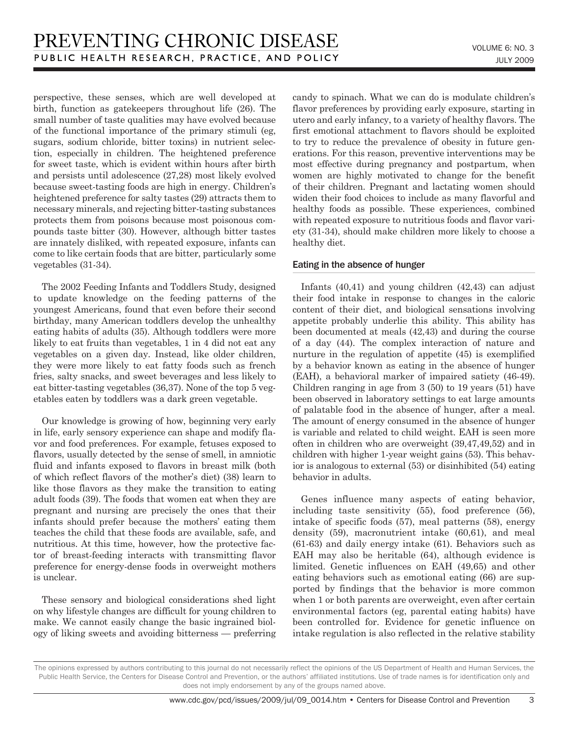perspective, these senses, which are well developed at birth, function as gatekeepers throughout life (26). The small number of taste qualities may have evolved because of the functional importance of the primary stimuli (eg, sugars, sodium chloride, bitter toxins) in nutrient selection, especially in children. The heightened preference for sweet taste, which is evident within hours after birth and persists until adolescence (27,28) most likely evolved because sweet-tasting foods are high in energy. Children's heightened preference for salty tastes (29) attracts them to necessary minerals, and rejecting bitter-tasting substances protects them from poisons because most poisonous compounds taste bitter (30). However, although bitter tastes are innately disliked, with repeated exposure, infants can come to like certain foods that are bitter, particularly some vegetables (31-34).

The 2002 Feeding Infants and Toddlers Study, designed to update knowledge on the feeding patterns of the youngest Americans, found that even before their second birthday, many American toddlers develop the unhealthy eating habits of adults (35). Although toddlers were more likely to eat fruits than vegetables, 1 in 4 did not eat any vegetables on a given day. Instead, like older children, they were more likely to eat fatty foods such as french fries, salty snacks, and sweet beverages and less likely to eat bitter-tasting vegetables (36,37). None of the top 5 vegetables eaten by toddlers was a dark green vegetable.

Our knowledge is growing of how, beginning very early in life, early sensory experience can shape and modify flavor and food preferences. For example, fetuses exposed to flavors, usually detected by the sense of smell, in amniotic fluid and infants exposed to flavors in breast milk (both of which reflect flavors of the mother's diet) (38) learn to like those flavors as they make the transition to eating adult foods (39). The foods that women eat when they are pregnant and nursing are precisely the ones that their infants should prefer because the mothers' eating them teaches the child that these foods are available, safe, and nutritious. At this time, however, how the protective factor of breast-feeding interacts with transmitting flavor preference for energy-dense foods in overweight mothers is unclear.

These sensory and biological considerations shed light on why lifestyle changes are difficult for young children to make. We cannot easily change the basic ingrained biology of liking sweets and avoiding bitterness — preferring candy to spinach. What we can do is modulate children's flavor preferences by providing early exposure, starting in utero and early infancy, to a variety of healthy flavors. The first emotional attachment to flavors should be exploited to try to reduce the prevalence of obesity in future generations. For this reason, preventive interventions may be most effective during pregnancy and postpartum, when women are highly motivated to change for the benefit of their children. Pregnant and lactating women should widen their food choices to include as many flavorful and healthy foods as possible. These experiences, combined with repeated exposure to nutritious foods and flavor variety (31-34), should make children more likely to choose a healthy diet.

### Eating in the absence of hunger

Infants (40,41) and young children (42,43) can adjust their food intake in response to changes in the caloric content of their diet, and biological sensations involving appetite probably underlie this ability. This ability has been documented at meals (42,43) and during the course of a day (44). The complex interaction of nature and nurture in the regulation of appetite (45) is exemplified by a behavior known as eating in the absence of hunger (EAH), a behavioral marker of impaired satiety (46-49). Children ranging in age from 3 (50) to 19 years (51) have been observed in laboratory settings to eat large amounts of palatable food in the absence of hunger, after a meal. The amount of energy consumed in the absence of hunger is variable and related to child weight. EAH is seen more often in children who are overweight (39,47,49,52) and in children with higher 1-year weight gains (53). This behavior is analogous to external (53) or disinhibited (54) eating behavior in adults.

Genes influence many aspects of eating behavior, including taste sensitivity (55), food preference (56), intake of specific foods (57), meal patterns (58), energy density (59), macronutrient intake (60,61), and meal (61-63) and daily energy intake (61). Behaviors such as EAH may also be heritable (64), although evidence is limited. Genetic influences on EAH (49,65) and other eating behaviors such as emotional eating (66) are supported by findings that the behavior is more common when 1 or both parents are overweight, even after certain environmental factors (eg, parental eating habits) have been controlled for. Evidence for genetic influence on intake regulation is also reflected in the relative stability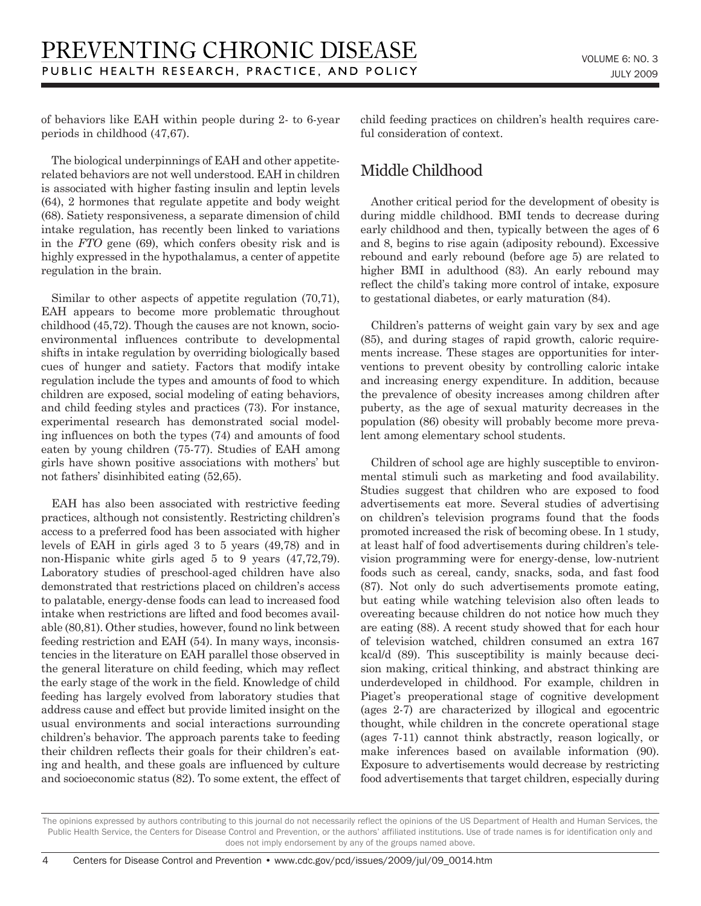of behaviors like EAH within people during 2- to 6-year periods in childhood (47,67).

The biological underpinnings of EAH and other appetite-related behaviors are not well understood. EAH in children is associated with higher fasting insulin and leptin levels (64), 2 hormones that regulate appetite and body weight (68). Satiety responsiveness, a separate dimension of child intake regulation, has recently been linked to variations in the *FTO* gene (69), which confers obesity risk and is highly expressed in the hypothalamus, a center of appetite regulation in the brain.

Similar to other aspects of appetite regulation (70,71), EAH appears to become more problematic throughout childhood (45,72). Though the causes are not known, socio-environmental influences contribute to developmental shifts in intake regulation by overriding biologically based cues of hunger and satiety. Factors that modify intake regulation include the types and amounts of food to which children are exposed, social modeling of eating behaviors, and child feeding styles and practices (73). For instance, experimental research has demonstrated social modeling influences on both the types (74) and amounts of food eaten by young children (75-77). Studies of EAH among girls have shown positive associations with mothers' but not fathers' disinhibited eating (52,65).

EAH has also been associated with restrictive feeding practices, although not consistently. Restricting children's access to a preferred food has been associated with higher levels of EAH in girls aged 3 to 5 years (49,78) and in non-Hispanic white girls aged 5 to 9 years (47,72,79). Laboratory studies of preschool-aged children have also demonstrated that restrictions placed on children's access to palatable, energy-dense foods can lead to increased food intake when restrictions are lifted and food becomes available (80,81). Other studies, however, found no link between feeding restriction and EAH (54). In many ways, inconsistencies in the literature on EAH parallel those observed in the general literature on child feeding, which may reflect the early stage of the work in the field. Knowledge of child feeding has largely evolved from laboratory studies that address cause and effect but provide limited insight on the usual environments and social interactions surrounding children's behavior. The approach parents take to feeding their children reflects their goals for their children's eating and health, and these goals are influenced by culture and socioeconomic status (82). To some extent, the effect of child feeding practices on children's health requires careful consideration of context.

## Middle Childhood

Another critical period for the development of obesity is during middle childhood. BMI tends to decrease during early childhood and then, typically between the ages of 6 and 8, begins to rise again (adiposity rebound). Excessive rebound and early rebound (before age 5) are related to higher BMI in adulthood (83). An early rebound may reflect the child's taking more control of intake, exposure to gestational diabetes, or early maturation (84).

Children's patterns of weight gain vary by sex and age (85), and during stages of rapid growth, caloric requirements increase. These stages are opportunities for interventions to prevent obesity by controlling caloric intake and increasing energy expenditure. In addition, because the prevalence of obesity increases among children after puberty, as the age of sexual maturity decreases in the population (86) obesity will probably become more prevalent among elementary school students.

Children of school age are highly susceptible to environmental stimuli such as marketing and food availability. Studies suggest that children who are exposed to food advertisements eat more. Several studies of advertising on children's television programs found that the foods promoted increased the risk of becoming obese. In 1 study, at least half of food advertisements during children's television programming were for energy-dense, low-nutrient foods such as cereal, candy, snacks, soda, and fast food (87). Not only do such advertisements promote eating, but eating while watching television also often leads to overeating because children do not notice how much they are eating (88). A recent study showed that for each hour of television watched, children consumed an extra 167 kcal/d (89). This susceptibility is mainly because decision making, critical thinking, and abstract thinking are underdeveloped in childhood. For example, children in Piaget's preoperational stage of cognitive development (ages 2-7) are characterized by illogical and egocentric thought, while children in the concrete operational stage (ages 7-11) cannot think abstractly, reason logically, or make inferences based on available information (90). Exposure to advertisements would decrease by restricting food advertisements that target children, especially during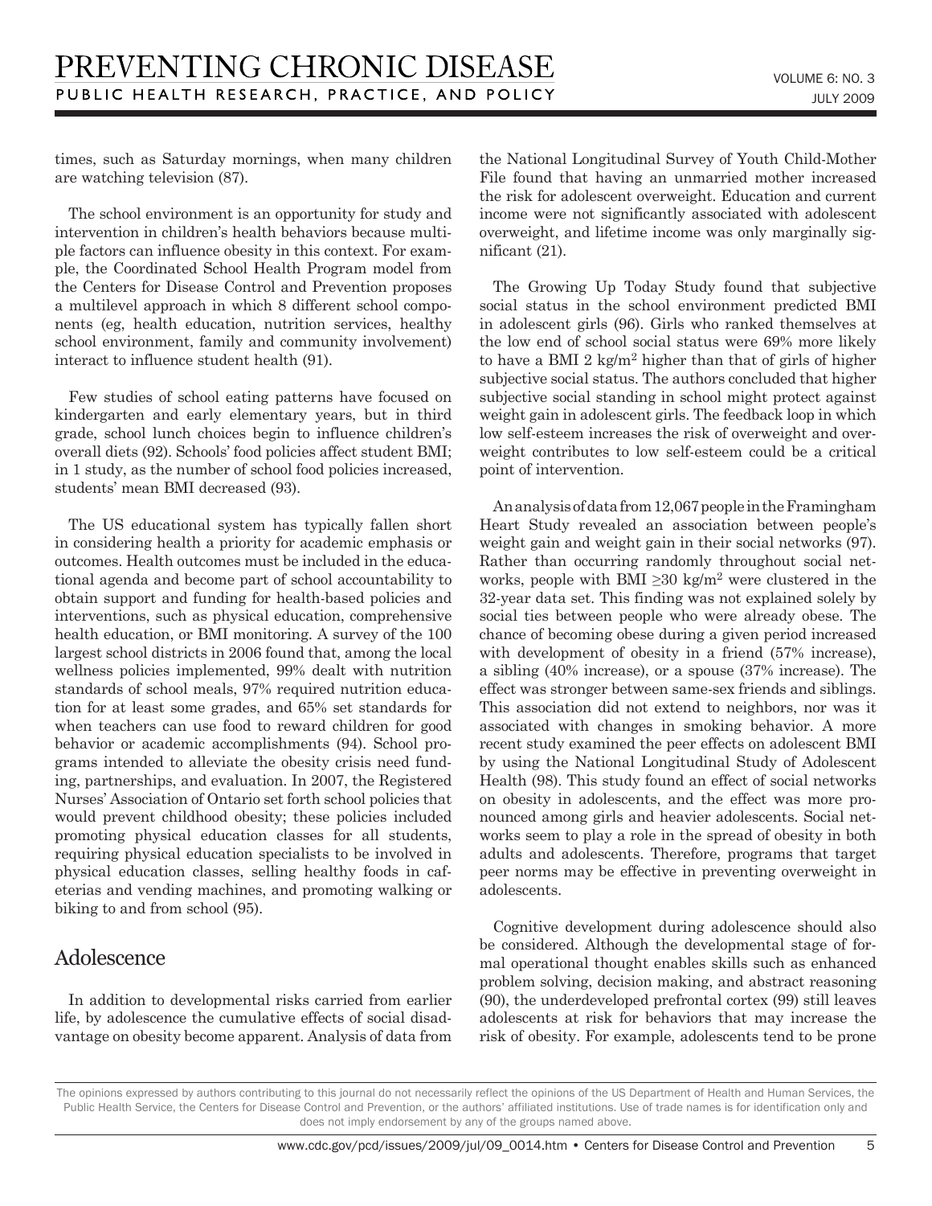times, such as Saturday mornings, when many children are watching television (87).

The school environment is an opportunity for study and intervention in children's health behaviors because multiple factors can influence obesity in this context. For example, the Coordinated School Health Program model from the Centers for Disease Control and Prevention proposes a multilevel approach in which 8 different school components (eg, health education, nutrition services, healthy school environment, family and community involvement) interact to influence student health (91).

Few studies of school eating patterns have focused on kindergarten and early elementary years, but in third grade, school lunch choices begin to influence children's overall diets (92). Schools' food policies affect student BMI; in 1 study, as the number of school food policies increased, students' mean BMI decreased (93).

The US educational system has typically fallen short in considering health a priority for academic emphasis or outcomes. Health outcomes must be included in the educational agenda and become part of school accountability to obtain support and funding for health-based policies and interventions, such as physical education, comprehensive health education, or BMI monitoring. A survey of the 100 largest school districts in 2006 found that, among the local wellness policies implemented, 99% dealt with nutrition standards of school meals, 97% required nutrition education for at least some grades, and 65% set standards for when teachers can use food to reward children for good behavior or academic accomplishments (94). School programs intended to alleviate the obesity crisis need funding, partnerships, and evaluation. In 2007, the Registered Nurses' Association of Ontario set forth school policies that would prevent childhood obesity; these policies included promoting physical education classes for all students, requiring physical education specialists to be involved in physical education classes, selling healthy foods in cafeterias and vending machines, and promoting walking or biking to and from school (95).

## Adolescence

In addition to developmental risks carried from earlier life, by adolescence the cumulative effects of social disadvantage on obesity become apparent. Analysis of data from the National Longitudinal Survey of Youth Child-Mother File found that having an unmarried mother increased the risk for adolescent overweight. Education and current income were not significantly associated with adolescent overweight, and lifetime income was only marginally significant (21).

The Growing Up Today Study found that subjective social status in the school environment predicted BMI in adolescent girls (96). Girls who ranked themselves at the low end of school social status were 69% more likely to have a BMI 2 kg/m$^2$ higher than that of girls of higher subjective social status. The authors concluded that higher subjective social standing in school might protect against weight gain in adolescent girls. The feedback loop in which low self-esteem increases the risk of overweight and overweight contributes to low self-esteem could be a critical point of intervention.

An analysis of data from 12,067 people in the Framingham Heart Study revealed an association between people's weight gain and weight gain in their social networks (97). Rather than occurring randomly throughout social networks, people with BMI $\geq$30 kg/m$^2$ were clustered in the 32-year data set. This finding was not explained solely by social ties between people who were already obese. The chance of becoming obese during a given period increased with development of obesity in a friend (57% increase), a sibling (40% increase), or a spouse (37% increase). The effect was stronger between same-sex friends and siblings. This association did not extend to neighbors, nor was it associated with changes in smoking behavior. A more recent study examined the peer effects on adolescent BMI by using the National Longitudinal Study of Adolescent Health (98). This study found an effect of social networks on obesity in adolescents, and the effect was more pronounced among girls and heavier adolescents. Social networks seem to play a role in the spread of obesity in both adults and adolescents. Therefore, programs that target peer norms may be effective in preventing overweight in adolescents.

Cognitive development during adolescence should also be considered. Although the developmental stage of formal operational thought enables skills such as enhanced problem solving, decision making, and abstract reasoning (90), the underdeveloped prefrontal cortex (99) still leaves adolescents at risk for behaviors that may increase the risk of obesity. For example, adolescents tend to be prone

The opinions expressed by authors contributing to this journal do not necessarily reflect the opinions of the US Department of Health and Human Services, the Public Health Service, the Centers for Disease Control and Prevention, or the authors' affiliated institutions. Use of trade names is for identification only and does not imply endorsement by any of the groups named above.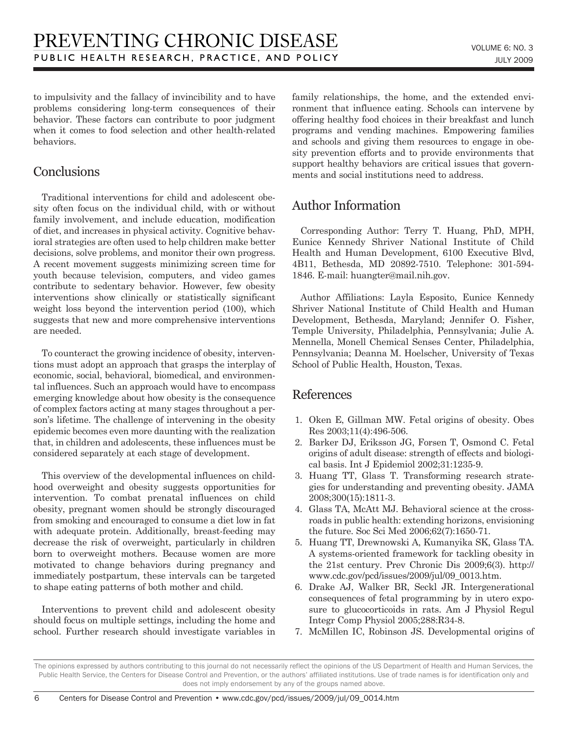to impulsivity and the fallacy of invincibility and to have problems considering long-term consequences of their behavior. These factors can contribute to poor judgment when it comes to food selection and other health-related behaviors.

## Conclusions

Traditional interventions for child and adolescent obesity often focus on the individual child, with or without family involvement, and include education, modification of diet, and increases in physical activity. Cognitive behavioral strategies are often used to help children make better decisions, solve problems, and monitor their own progress. A recent movement suggests minimizing screen time for youth because television, computers, and video games contribute to sedentary behavior. However, few obesity interventions show clinically or statistically significant weight loss beyond the intervention period (100), which suggests that new and more comprehensive interventions are needed.

To counteract the growing incidence of obesity, interventions must adopt an approach that grasps the interplay of economic, social, behavioral, biomedical, and environmental influences. Such an approach would have to encompass emerging knowledge about how obesity is the consequence of complex factors acting at many stages throughout a person's lifetime. The challenge of intervening in the obesity epidemic becomes even more daunting with the realization that, in children and adolescents, these influences must be considered separately at each stage of development.

This overview of the developmental influences on childhood overweight and obesity suggests opportunities for intervention. To combat prenatal influences on child obesity, pregnant women should be strongly discouraged from smoking and encouraged to consume a diet low in fat with adequate protein. Additionally, breast-feeding may decrease the risk of overweight, particularly in children born to overweight mothers. Because women are more motivated to change behaviors during pregnancy and immediately postpartum, these intervals can be targeted to shape eating patterns of both mother and child.

Interventions to prevent child and adolescent obesity should focus on multiple settings, including the home and school. Further research should investigate variables in family relationships, the home, and the extended environment that influence eating. Schools can intervene by offering healthy food choices in their breakfast and lunch programs and vending machines. Empowering families and schools and giving them resources to engage in obesity prevention efforts and to provide environments that support healthy behaviors are critical issues that governments and social institutions need to address.

## Author Information

Corresponding Author: Terry T. Huang, PhD, MPH, Eunice Kennedy Shriver National Institute of Child Health and Human Development, 6100 Executive Blvd, 4B11, Bethesda, MD 20892-7510. Telephone: 301-594-1846. E-mail: huangter@mail.nih.gov.

Author Affiliations: Layla Esposito, Eunice Kennedy Shriver National Institute of Child Health and Human Development, Bethesda, Maryland; Jennifer O. Fisher, Temple University, Philadelphia, Pennsylvania; Julie A. Mennella, Monell Chemical Senses Center, Philadelphia, Pennsylvania; Deanna M. Hoelscher, University of Texas School of Public Health, Houston, Texas.

## References

1. Oken E, Gillman MW. Fetal origins of obesity. Obes Res 2003;11(4):496-506.
2. Barker DJ, Eriksson JG, Forsen T, Osmond C. Fetal origins of adult disease: strength of effects and biological basis. Int J Epidemiol 2002;31:1235-9.
3. Huang TT, Glass T. Transforming research strategies for understanding and preventing obesity. JAMA 2008;300(15):1811-3.
4. Glass TA, McAtt MJ. Behavioral science at the crossroads in public health: extending horizons, envisioning the future. Soc Sci Med 2006;62(7):1650-71.
5. Huang TT, Drewnowski A, Kumanyika SK, Glass TA. A systems-oriented framework for tackling obesity in the 21st century. Prev Chronic Dis 2009;6(3). http://www.cdc.gov/pcd/issues/2009/jul/09_0013.htm.
6. Drake AJ, Walker BR, Seckl JR. Intergenerational consequences of fetal programming by in utero exposure to glucocorticoids in rats. Am J Physiol Regul Integr Comp Physiol 2005;288:R34-8.
7. McMillen IC, Robinson JS. Developmental origins of

The opinions expressed by authors contributing to this journal do not necessarily reflect the opinions of the US Department of Health and Human Services, the Public Health Service, the Centers for Disease Control and Prevention, or the authors' affiliated institutions. Use of trade names is for identification only and does not imply endorsement by any of the groups named above.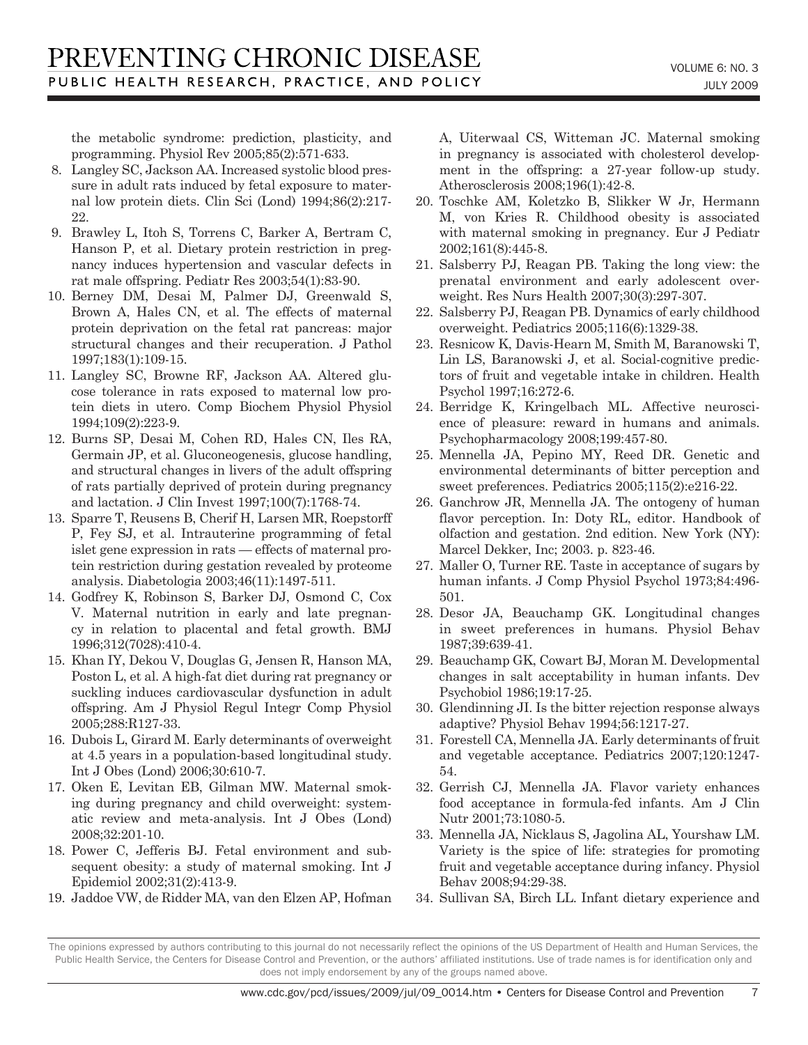the metabolic syndrome: prediction, plasticity, and programming. Physiol Rev 2005;85(2):571-633.

8. Langley SC, Jackson AA. Increased systolic blood pressure in adult rats induced by fetal exposure to maternal low protein diets. Clin Sci (Lond) 1994;86(2):217-22.
9. Brawley L, Itoh S, Torrens C, Barker A, Bertram C, Hanson P, et al. Dietary protein restriction in pregnancy induces hypertension and vascular defects in rat male offspring. Pediatr Res 2003;54(1):83-90.
10. Berney DM, Desai M, Palmer DJ, Greenwald S, Brown A, Hales CN, et al. The effects of maternal protein deprivation on the fetal rat pancreas: major structural changes and their recuperation. J Pathol 1997;183(1):109-15.
11. Langley SC, Browne RF, Jackson AA. Altered glucose tolerance in rats exposed to maternal low protein diets in utero. Comp Biochem Physiol Physiol 1994;109(2):223-9.
12. Burns SP, Desai M, Cohen RD, Hales CN, Iles RA, Germain JP, et al. Gluconeogenesis, glucose handling, and structural changes in livers of the adult offspring of rats partially deprived of protein during pregnancy and lactation. J Clin Invest 1997;100(7):1768-74.
13. Sparre T, Reusens B, Cherif H, Larsen MR, Roepstorff P, Fey SJ, et al. Intrauterine programming of fetal islet gene expression in rats — effects of maternal protein restriction during gestation revealed by proteome analysis. Diabetologia 2003;46(11):1497-511.
14. Godfrey K, Robinson S, Barker DJ, Osmond C, Cox V. Maternal nutrition in early and late pregnancy in relation to placental and fetal growth. BMJ 1996;312(7028):410-4.
15. Khan IY, Dekou V, Douglas G, Jensen R, Hanson MA, Poston L, et al. A high-fat diet during rat pregnancy or suckling induces cardiovascular dysfunction in adult offspring. Am J Physiol Regul Integr Comp Physiol 2005;288:R127-33.
16. Dubois L, Girard M. Early determinants of overweight at 4.5 years in a population-based longitudinal study. Int J Obes (Lond) 2006;30:610-7.
17. Oken E, Levitan EB, Gilman MW. Maternal smoking during pregnancy and child overweight: systematic review and meta-analysis. Int J Obes (Lond) 2008;32:201-10.
18. Power C, Jefferis BJ. Fetal environment and subsequent obesity: a study of maternal smoking. Int J Epidemiol 2002;31(2):413-9.
19. Jaddoe VW, de Ridder MA, van den Elzen AP, Hofman A, Uiterwaal CS, Witteman JC. Maternal smoking in pregnancy is associated with cholesterol development in the offspring: a 27-year follow-up study. Atherosclerosis 2008;196(1):42-8.
20. Toschke AM, Koletzko B, Slikker W Jr, Hermann M, von Kries R. Childhood obesity is associated with maternal smoking in pregnancy. Eur J Pediatr 2002;161(8):445-8.
21. Salsberry PJ, Reagan PB. Taking the long view: the prenatal environment and early adolescent overweight. Res Nurs Health 2007;30(3):297-307.
22. Salsberry PJ, Reagan PB. Dynamics of early childhood overweight. Pediatrics 2005;116(6):1329-38.
23. Resnicow K, Davis-Hearn M, Smith M, Baranowski T, Lin LS, Baranowski J, et al. Social-cognitive predictors of fruit and vegetable intake in children. Health Psychol 1997;16:272-6.
24. Berridge K, Kringelbach ML. Affective neuroscience of pleasure: reward in humans and animals. Psychopharmacology 2008;199:457-80.
25. Mennella JA, Pepino MY, Reed DR. Genetic and environmental determinants of bitter perception and sweet preferences. Pediatrics 2005;115(2):e216-22.
26. Ganchrow JR, Mennella JA. The ontogeny of human flavor perception. In: Doty RL, editor. Handbook of olfaction and gestation. 2nd edition. New York (NY): Marcel Dekker, Inc; 2003. p. 823-46.
27. Maller O, Turner RE. Taste in acceptance of sugars by human infants. J Comp Physiol Psychol 1973;84:496-501.
28. Desor JA, Beauchamp GK. Longitudinal changes in sweet preferences in humans. Physiol Behav 1987;39:639-41.
29. Beauchamp GK, Cowart BJ, Moran M. Developmental changes in salt acceptability in human infants. Dev Psychobiol 1986;19:17-25.
30. Glendinning JI. Is the bitter rejection response always adaptive? Physiol Behav 1994;56:1217-27.
31. Forestell CA, Mennella JA. Early determinants of fruit and vegetable acceptance. Pediatrics 2007;120:1247-54.
32. Gerrish CJ, Mennella JA. Flavor variety enhances food acceptance in formula-fed infants. Am J Clin Nutr 2001;73:1080-5.
33. Mennella JA, Nicklaus S, Jagolina AL, Yourshaw LM. Variety is the spice of life: strategies for promoting fruit and vegetable acceptance during infancy. Physiol Behav 2008;94:29-38.
34. Sullivan SA, Birch LL. Infant dietary experience and

The opinions expressed by authors contributing to this journal do not necessarily reflect the opinions of the US Department of Health and Human Services, the Public Health Service, the Centers for Disease Control and Prevention, or the authors' affiliated institutions. Use of trade names is for identification only and does not imply endorsement by any of the groups named above.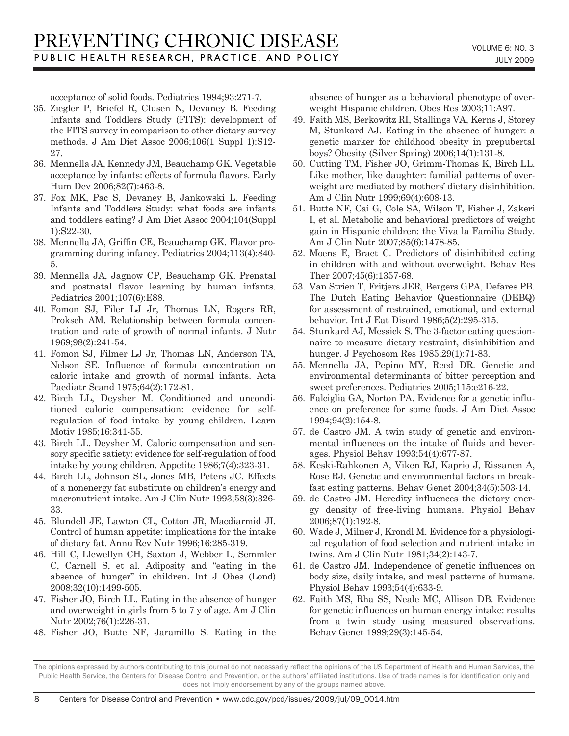acceptance of solid foods. Pediatrics 1994;93:271-7.

35. Ziegler P, Briefel R, Clusen N, Devaney B. Feeding Infants and Toddlers Study (FITS): development of the FITS survey in comparison to other dietary survey methods. J Am Diet Assoc 2006;106(1 Suppl 1):S12-27.
36. Mennella JA, Kennedy JM, Beauchamp GK. Vegetable acceptance by infants: effects of formula flavors. Early Hum Dev 2006;82(7):463-8.
37. Fox MK, Pac S, Devaney B, Jankowski L. Feeding Infants and Toddlers Study: what foods are infants and toddlers eating? J Am Diet Assoc 2004;104(Suppl 1):S22-30.
38. Mennella JA, Griffin CE, Beauchamp GK. Flavor programming during infancy. Pediatrics 2004;113(4):840-5.
39. Mennella JA, Jagnow CP, Beauchamp GK. Prenatal and postnatal flavor learning by human infants. Pediatrics 2001;107(6):E88.
40. Fomon SJ, Filer LJ Jr, Thomas LN, Rogers RR, Proksch AM. Relationship between formula concentration and rate of growth of normal infants. J Nutr 1969;98(2):241-54.
41. Fomon SJ, Filmer LJ Jr, Thomas LN, Anderson TA, Nelson SE. Influence of formula concentration on caloric intake and growth of normal infants. Acta Paediatr Scand 1975;64(2):172-81.
42. Birch LL, Deysher M. Conditioned and unconditioned caloric compensation: evidence for self-regulation of food intake by young children. Learn Motiv 1985;16:341-55.
43. Birch LL, Deysher M. Caloric compensation and sensory specific satiety: evidence for self-regulation of food intake by young children. Appetite 1986;7(4):323-31.
44. Birch LL, Johnson SL, Jones MB, Peters JC. Effects of a nonenergy fat substitute on children's energy and macronutrient intake. Am J Clin Nutr 1993;58(3):326-33.
45. Blundell JE, Lawton CL, Cotton JR, Macdiarmid JI. Control of human appetite: implications for the intake of dietary fat. Annu Rev Nutr 1996;16:285-319.
46. Hill C, Llewellyn CH, Saxton J, Webber L, Semmler C, Carnell S, et al. Adiposity and "eating in the absence of hunger" in children. Int J Obes (Lond) 2008;32(10):1499-505.
47. Fisher JO, Birch LL. Eating in the absence of hunger and overweight in girls from 5 to 7 y of age. Am J Clin Nutr 2002;76(1):226-31.
48. Fisher JO, Butte NF, Jaramillo S. Eating in the absence of hunger as a behavioral phenotype of overweight Hispanic children. Obes Res 2003;11:A97.
49. Faith MS, Berkowitz RI, Stallings VA, Kerns J, Storey M, Stunkard AJ. Eating in the absence of hunger: a genetic marker for childhood obesity in prepubertal boys? Obesity (Silver Spring) 2006;14(1):131-8.
50. Cutting TM, Fisher JO, Grimm-Thomas K, Birch LL. Like mother, like daughter: familial patterns of overweight are mediated by mothers' dietary disinhibition. Am J Clin Nutr 1999;69(4):608-13.
51. Butte NF, Cai G, Cole SA, Wilson T, Fisher J, Zakeri I, et al. Metabolic and behavioral predictors of weight gain in Hispanic children: the Viva la Familia Study. Am J Clin Nutr 2007;85(6):1478-85.
52. Moens E, Braet C. Predictors of disinhibited eating in children with and without overweight. Behav Res Ther 2007;45(6):1357-68.
53. Van Strien T, Fritjers JER, Bergers GPA, Defares PB. The Dutch Eating Behavior Questionnaire (DEBQ) for assessment of restrained, emotional, and external behavior. Int J Eat Disord 1986;5(2):295-315.
54. Stunkard AJ, Messick S. The 3-factor eating questionnaire to measure dietary restraint, disinhibition and hunger. J Psychosom Res 1985;29(1):71-83.
55. Mennella JA, Pepino MY, Reed DR. Genetic and environmental determinants of bitter perception and sweet preferences. Pediatrics 2005;115:e216-22.
56. Falciglia GA, Norton PA. Evidence for a genetic influence on preference for some foods. J Am Diet Assoc 1994;94(2):154-8.
57. de Castro JM. A twin study of genetic and environmental influences on the intake of fluids and beverages. Physiol Behav 1993;54(4):677-87.
58. Keski-Rahkonen A, Viken RJ, Kaprio J, Rissanen A, Rose RJ. Genetic and environmental factors in breakfast eating patterns. Behav Genet 2004;34(5):503-14.
59. de Castro JM. Heredity influences the dietary energy density of free-living humans. Physiol Behav 2006;87(1):192-8.
60. Wade J, Milner J, Krondl M. Evidence for a physiological regulation of food selection and nutrient intake in twins. Am J Clin Nutr 1981;34(2):143-7.
61. de Castro JM. Independence of genetic influences on body size, daily intake, and meal patterns of humans. Physiol Behav 1993;54(4):633-9.
62. Faith MS, Rha SS, Neale MC, Allison DB. Evidence for genetic influences on human energy intake: results from a twin study using measured observations. Behav Genet 1999;29(3):145-54.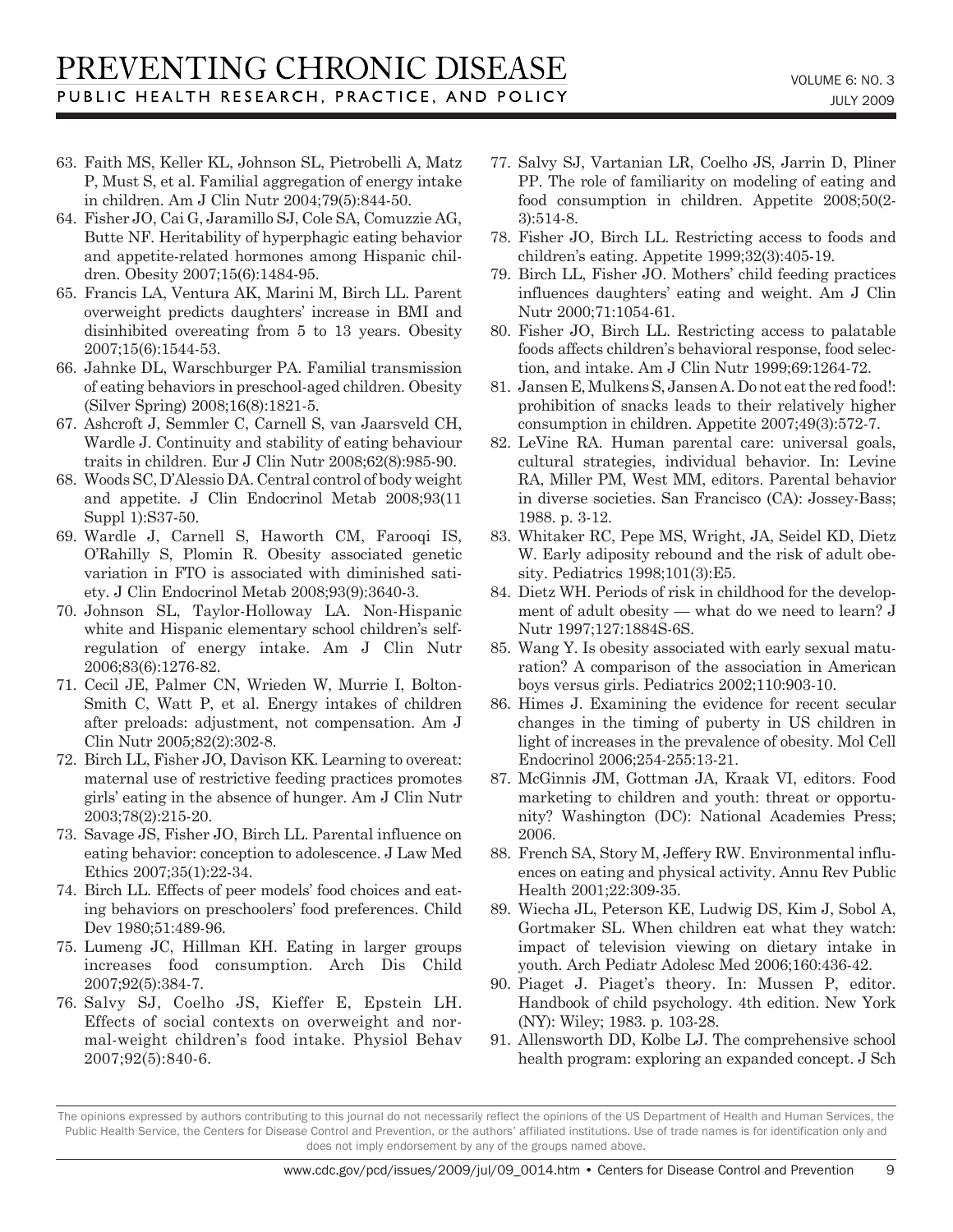63. Faith MS, Keller KL, Johnson SL, Pietrobelli A, Matz P, Must S, et al. Familial aggregation of energy intake in children. Am J Clin Nutr 2004;79(5):844-50.
64. Fisher JO, Cai G, Jaramillo SJ, Cole SA, Comuzzie AG, Butte NF. Heritability of hyperphagic eating behavior and appetite-related hormones among Hispanic children. Obesity 2007;15(6):1484-95.
65. Francis LA, Ventura AK, Marini M, Birch LL. Parent overweight predicts daughters' increase in BMI and disinhibited overeating from 5 to 13 years. Obesity 2007;15(6):1544-53.
66. Jahnke DL, Warschburger PA. Familial transmission of eating behaviors in preschool-aged children. Obesity (Silver Spring) 2008;16(8):1821-5.
67. Ashcroft J, Semmler C, Carnell S, van Jaarsveld CH, Wardle J. Continuity and stability of eating behaviour traits in children. Eur J Clin Nutr 2008;62(8):985-90.
68. Woods SC, D'Alessio DA. Central control of body weight and appetite. J Clin Endocrinol Metab 2008;93(11 Suppl 1):S37-50.
69. Wardle J, Carnell S, Haworth CM, Farooqi IS, O'Rahilly S, Plomin R. Obesity associated genetic variation in FTO is associated with diminished satiety. J Clin Endocrinol Metab 2008;93(9):3640-3.
70. Johnson SL, Taylor-Holloway LA. Non-Hispanic white and Hispanic elementary school children's self-regulation of energy intake. Am J Clin Nutr 2006;83(6):1276-82.
71. Cecil JE, Palmer CN, Wrieden W, Murrie I, Bolton-Smith C, Watt P, et al. Energy intakes of children after preloads: adjustment, not compensation. Am J Clin Nutr 2005;82(2):302-8.
72. Birch LL, Fisher JO, Davison KK. Learning to overeat: maternal use of restrictive feeding practices promotes girls' eating in the absence of hunger. Am J Clin Nutr 2003;78(2):215-20.
73. Savage JS, Fisher JO, Birch LL. Parental influence on eating behavior: conception to adolescence. J Law Med Ethics 2007;35(1):22-34.
74. Birch LL. Effects of peer models' food choices and eating behaviors on preschoolers' food preferences. Child Dev 1980;51:489-96.
75. Lumeng JC, Hillman KH. Eating in larger groups increases food consumption. Arch Dis Child 2007;92(5):384-7.
76. Salvy SJ, Coelho JS, Kieffer E, Epstein LH. Effects of social contexts on overweight and normal-weight children's food intake. Physiol Behav 2007;92(5):840-6.
77. Salvy SJ, Vartanian LR, Coelho JS, Jarrin D, Pliner PP. The role of familiarity on modeling of eating and food consumption in children. Appetite 2008;50(2-3):514-8.
78. Fisher JO, Birch LL. Restricting access to foods and children's eating. Appetite 1999;32(3):405-19.
79. Birch LL, Fisher JO. Mothers' child feeding practices influences daughters' eating and weight. Am J Clin Nutr 2000;71:1054-61.
80. Fisher JO, Birch LL. Restricting access to palatable foods affects children's behavioral response, food selection, and intake. Am J Clin Nutr 1999;69:1264-72.
81. Jansen E, Mulkens S, Jansen A. Do not eat the red food!: prohibition of snacks leads to their relatively higher consumption in children. Appetite 2007;49(3):572-7.
82. LeVine RA. Human parental care: universal goals, cultural strategies, individual behavior. In: Levine RA, Miller PM, West MM, editors. Parental behavior in diverse societies. San Francisco (CA): Jossey-Bass; 1988. p. 3-12.
83. Whitaker RC, Pepe MS, Wright, JA, Seidel KD, Dietz W. Early adiposity rebound and the risk of adult obesity. Pediatrics 1998;101(3):E5.
84. Dietz WH. Periods of risk in childhood for the development of adult obesity — what do we need to learn? J Nutr 1997;127:1884S-6S.
85. Wang Y. Is obesity associated with early sexual maturation? A comparison of the association in American boys versus girls. Pediatrics 2002;110:903-10.
86. Himes J. Examining the evidence for recent secular changes in the timing of puberty in US children in light of increases in the prevalence of obesity. Mol Cell Endocrinol 2006;254-255:13-21.
87. McGinnis JM, Gottman JA, Kraak VI, editors. Food marketing to children and youth: threat or opportunity? Washington (DC): National Academies Press; 2006.
88. French SA, Story M, Jeffery RW. Environmental influences on eating and physical activity. Annu Rev Public Health 2001;22:309-35.
89. Wiecha JL, Peterson KE, Ludwig DS, Kim J, Sobol A, Gortmaker SL. When children eat what they watch: impact of television viewing on dietary intake in youth. Arch Pediatr Adolesc Med 2006;160:436-42.
90. Piaget J. Piaget's theory. In: Mussen P, editor. Handbook of child psychology. 4th edition. New York (NY): Wiley; 1983. p. 103-28.
91. Allensworth DD, Kolbe LJ. The comprehensive school health program: exploring an expanded concept. J Sch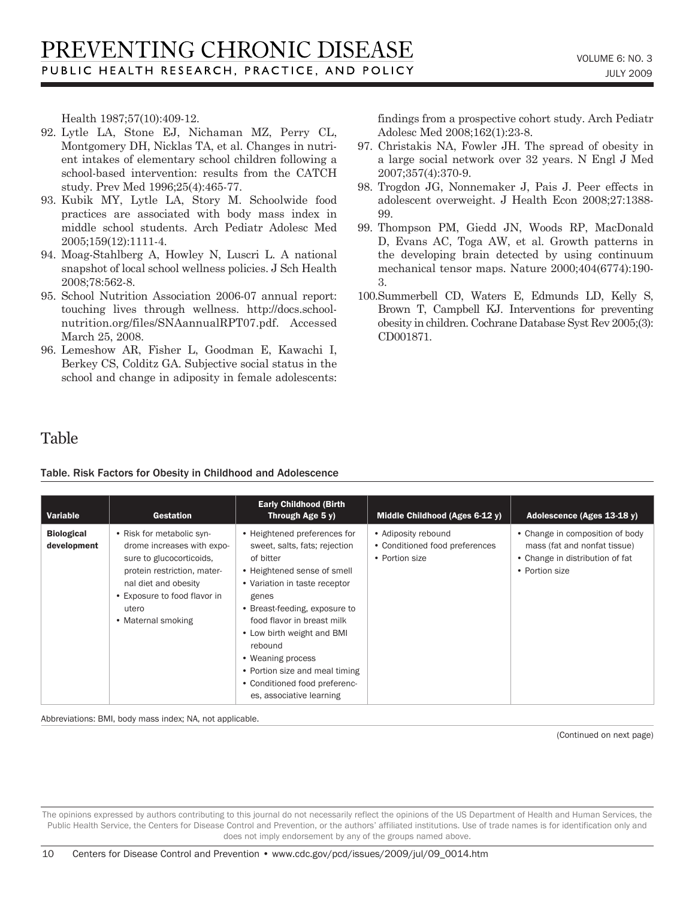Health 1987;57(10):409-12.

92. Lytle LA, Stone EJ, Nichaman MZ, Perry CL, Montgomery DH, Nicklas TA, et al. Changes in nutrient intakes of elementary school children following a school-based intervention: results from the CATCH study. Prev Med 1996;25(4):465-77.
93. Kubik MY, Lytle LA, Story M. Schoolwide food practices are associated with body mass index in middle school students. Arch Pediatr Adolesc Med 2005;159(12):1111-4.
94. Moag-Stahlberg A, Howley N, Luscri L. A national snapshot of local school wellness policies. J Sch Health 2008;78:562-8.
95. School Nutrition Association 2006-07 annual report: touching lives through wellness. http://docs.schoolnutrition.org/files/SNAannualRPT07.pdf. Accessed March 25, 2008.
96. Lemeshow AR, Fisher L, Goodman E, Kawachi I, Berkey CS, Colditz GA. Subjective social status in the school and change in adiposity in female adolescents: findings from a prospective cohort study. Arch Pediatr Adolesc Med 2008;162(1):23-8.
97. Christakis NA, Fowler JH. The spread of obesity in a large social network over 32 years. N Engl J Med 2007;357(4):370-9.
98. Trogdon JG, Nonnemaker J, Pais J. Peer effects in adolescent overweight. J Health Econ 2008;27:1388-99.
99. Thompson PM, Giedd JN, Woods RP, MacDonald D, Evans AC, Toga AW, et al. Growth patterns in the developing brain detected by using continuum mechanical tensor maps. Nature 2000;404(6774):190-3.
100. Summerbell CD, Waters E, Edmunds LD, Kelly S, Brown T, Campbell KJ. Interventions for preventing obesity in children. Cochrane Database Syst Rev 2005;(3):CD001871.

## Table

**Table. Risk Factors for Obesity in Childhood and Adolescence**

| Variable | Gestation | Early Childhood (Birth Through Age 5 y) | Middle Childhood (Ages 6-12 y) | Adolescence (Ages 13-18 y) |
|---|---|---|---|---|
| **Biological development** | • Risk for metabolic syndrome increases with exposure to glucocorticoids, protein restriction, maternal diet and obesity<br>• Exposure to food flavor in utero<br>• Maternal smoking | • Heightened preferences for sweet, salts, fats; rejection of bitter<br>• Heightened sense of smell<br>• Variation in taste receptor genes<br>• Breast-feeding, exposure to food flavor in breast milk<br>• Low birth weight and BMI rebound<br>• Weaning process<br>• Portion size and meal timing<br>• Conditioned food preferences, associative learning | • Adiposity rebound<br>• Conditioned food preferences<br>• Portion size | • Change in composition of body mass (fat and nonfat tissue)<br>• Change in distribution of fat<br>• Portion size |

Abbreviations: BMI, body mass index; NA, not applicable.

(Continued on next page)

The opinions expressed by authors contributing to this journal do not necessarily reflect the opinions of the US Department of Health and Human Services, the Public Health Service, the Centers for Disease Control and Prevention, or the authors' affiliated institutions. Use of trade names is for identification only and does not imply endorsement by any of the groups named above.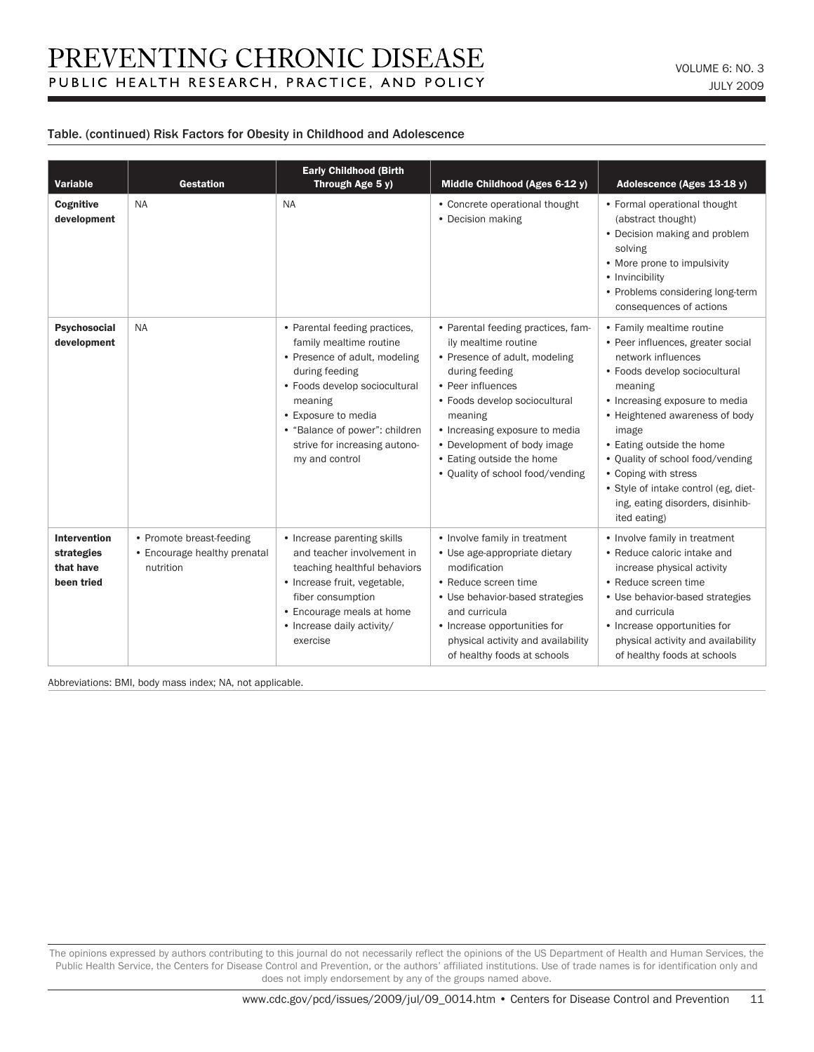Table. (continued) Risk Factors for Obesity in Childhood and Adolescence

| Variable | Gestation | Early Childhood (Birth Through Age 5 y) | Middle Childhood (Ages 6-12 y) | Adolescence (Ages 13-18 y) |
|---|---|---|---|---|
| **Cognitive development** | NA | NA | • Concrete operational thought<br>• Decision making | • Formal operational thought (abstract thought)<br>• Decision making and problem solving<br>• More prone to impulsivity<br>• Invincibility<br>• Problems considering long-term consequences of actions |
| **Psychosocial development** | NA | • Parental feeding practices, family mealtime routine<br>• Presence of adult, modeling during feeding<br>• Foods develop sociocultural meaning<br>• Exposure to media<br>• "Balance of power": children strive for increasing autonomy and control | • Parental feeding practices, family mealtime routine<br>• Presence of adult, modeling during feeding<br>• Peer influences<br>• Foods develop sociocultural meaning<br>• Increasing exposure to media<br>• Development of body image<br>• Eating outside the home<br>• Quality of school food/vending | • Family mealtime routine<br>• Peer influences, greater social network influences<br>• Foods develop sociocultural meaning<br>• Increasing exposure to media<br>• Heightened awareness of body image<br>• Eating outside the home<br>• Quality of school food/vending<br>• Coping with stress<br>• Style of intake control (eg, dieting, eating disorders, disinhibited eating) |
| **Intervention strategies that have been tried** | • Promote breast-feeding<br>• Encourage healthy prenatal nutrition | • Increase parenting skills and teacher involvement in teaching healthful behaviors<br>• Increase fruit, vegetable, fiber consumption<br>• Encourage meals at home<br>• Increase daily activity/exercise | • Involve family in treatment<br>• Use age-appropriate dietary modification<br>• Reduce screen time<br>• Use behavior-based strategies and curricula<br>• Increase opportunities for physical activity and availability of healthy foods at schools | • Involve family in treatment<br>• Reduce caloric intake and increase physical activity<br>• Reduce screen time<br>• Use behavior-based strategies and curricula<br>• Increase opportunities for physical activity and availability of healthy foods at schools |

Abbreviations: BMI, body mass index; NA, not applicable.

The opinions expressed by authors contributing to this journal do not necessarily reflect the opinions of the US Department of Health and Human Services, the Public Health Service, the Centers for Disease Control and Prevention, or the authors' affiliated institutions. Use of trade names is for identification only and does not imply endorsement by any of the groups named above.